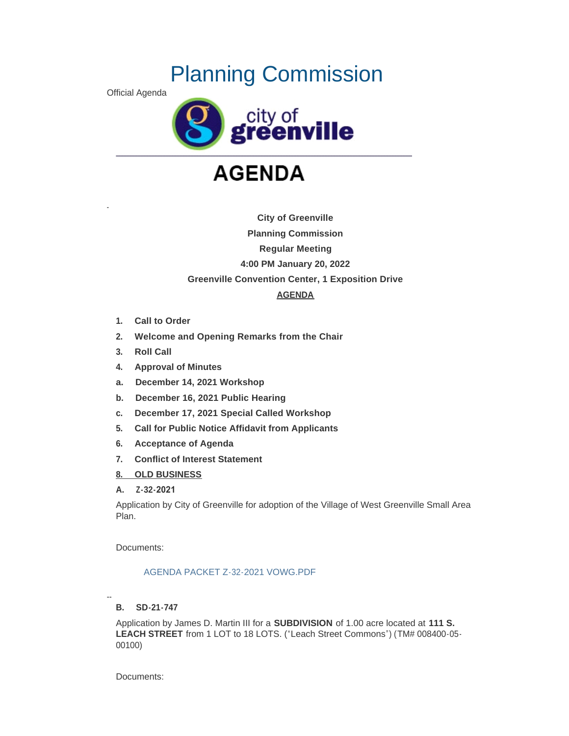# Planning Commission

Official Agenda

city of greenville

# AGENDA

**City of Greenville**

**Planning Commission**

**Regular Meeting**

**4:00 PM January 20, 2022**

**Greenville Convention Center, 1 Exposition Drive**

**AGENDA**

1. **Call to Order**
2. **Welcome and Opening Remarks from the Chair**
3. **Roll Call**
4. **Approval of Minutes**

a. **December 14, 2021 Workshop**

b. **December 16, 2021 Public Hearing**

c. **December 17, 2021 Special Called Workshop**

5. **Call for Public Notice Affidavit from Applicants**
6. **Acceptance of Agenda**
7. **Conflict of Interest Statement**
8. **OLD BUSINESS**

**A. Z-32-2021**

Application by City of Greenville for adoption of the Village of West Greenville Small Area Plan.

Documents:

AGENDA PACKET Z-32-2021 VOWG.PDF

**B. SD-21-747**

Application by James D. Martin III for a **SUBDIVISION** of 1.00 acre located at **111 S. LEACH STREET** from 1 LOT to 18 LOTS. ("Leach Street Commons") (TM# 008400-05-00100)

Documents: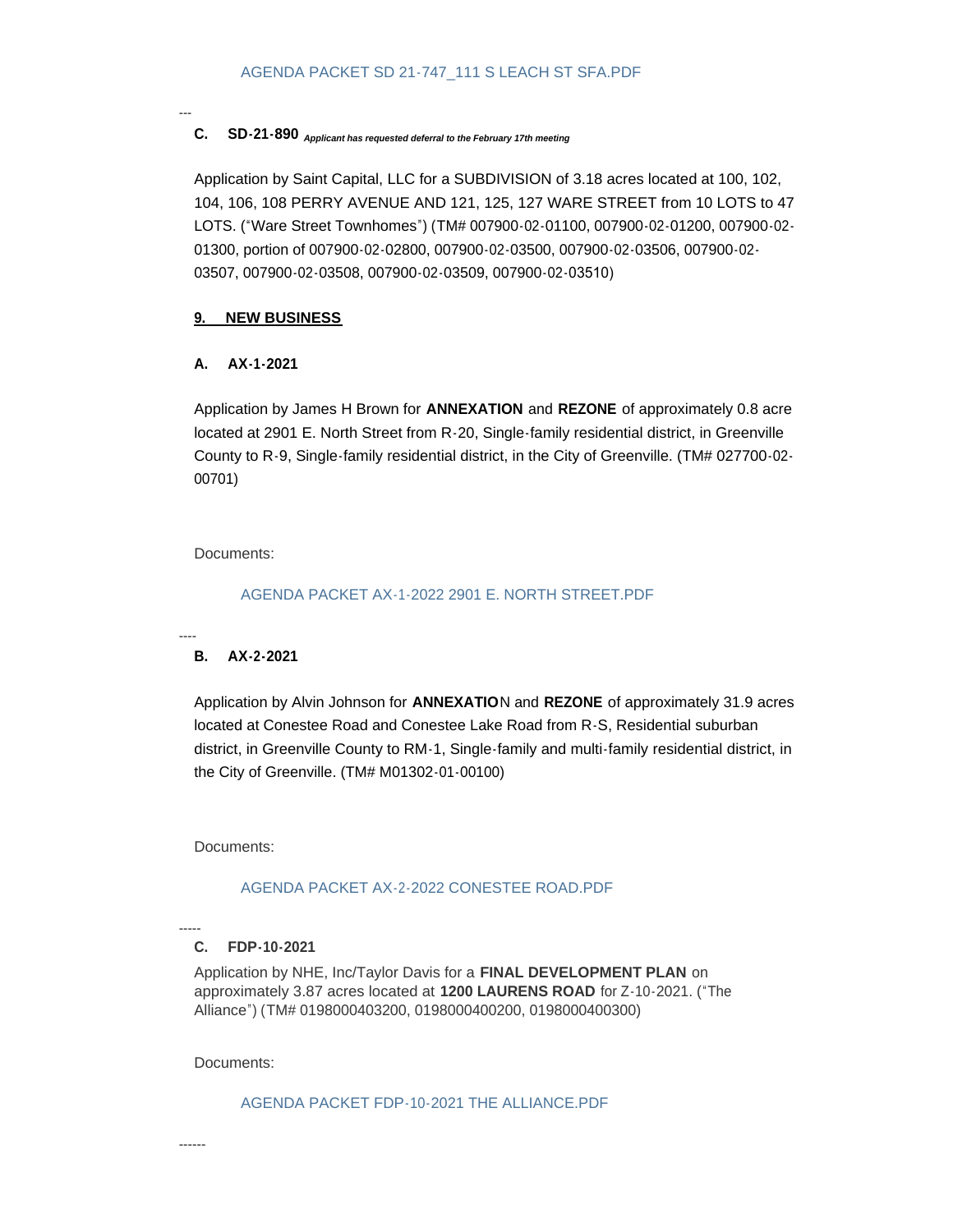AGENDA PACKET SD 21-747_111 S LEACH ST SFA.PDF

---

**C. SD-21-890** *Applicant has requested deferral to the February 17th meeting*

Application by Saint Capital, LLC for a SUBDIVISION of 3.18 acres located at 100, 102, 104, 106, 108 PERRY AVENUE AND 121, 125, 127 WARE STREET from 10 LOTS to 47 LOTS. ("Ware Street Townhomes") (TM# 007900-02-01100, 007900-02-01200, 007900-02-01300, portion of 007900-02-02800, 007900-02-03500, 007900-02-03506, 007900-02-03507, 007900-02-03508, 007900-02-03509, 007900-02-03510)

## 9. NEW BUSINESS

**A. AX-1-2021**

Application by James H Brown for **ANNEXATION** and **REZONE** of approximately 0.8 acre located at 2901 E. North Street from R-20, Single-family residential district, in Greenville County to R-9, Single-family residential district, in the City of Greenville. (TM# 027700-02-00701)

Documents:

AGENDA PACKET AX-1-2022 2901 E. NORTH STREET.PDF

----

**B. AX-2-2021**

Application by Alvin Johnson for **ANNEXATIO**N and **REZONE** of approximately 31.9 acres located at Conestee Road and Conestee Lake Road from R-S, Residential suburban district, in Greenville County to RM-1, Single-family and multi-family residential district, in the City of Greenville. (TM# M01302-01-00100)

Documents:

AGENDA PACKET AX-2-2022 CONESTEE ROAD.PDF

-----

**C. FDP-10-2021**

Application by NHE, Inc/Taylor Davis for a **FINAL DEVELOPMENT PLAN** on approximately 3.87 acres located at **1200 LAURENS ROAD** for Z-10-2021. ("The Alliance") (TM# 0198000403200, 0198000400200, 0198000400300)

Documents:

AGENDA PACKET FDP-10-2021 THE ALLIANCE.PDF

------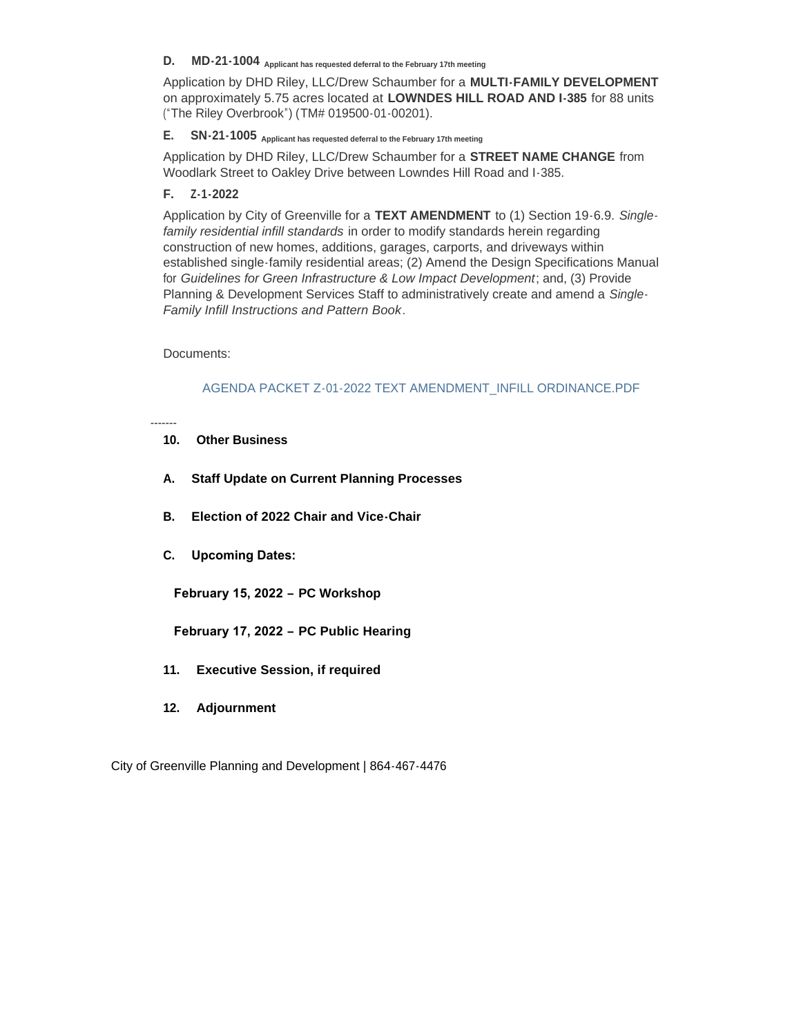**D. MD-21-1004** Applicant has requested deferral to the February 17th meeting

Application by DHD Riley, LLC/Drew Schaumber for a **MULTI-FAMILY DEVELOPMENT** on approximately 5.75 acres located at **LOWNDES HILL ROAD AND I-385** for 88 units ("The Riley Overbrook") (TM# 019500-01-00201).

**E. SN-21-1005** Applicant has requested deferral to the February 17th meeting

Application by DHD Riley, LLC/Drew Schaumber for a **STREET NAME CHANGE** from Woodlark Street to Oakley Drive between Lowndes Hill Road and I-385.

**F. Z-1-2022**

Application by City of Greenville for a **TEXT AMENDMENT** to (1) Section 19-6.9. *Single-family residential infill standards* in order to modify standards herein regarding construction of new homes, additions, garages, carports, and driveways within established single-family residential areas; (2) Amend the Design Specifications Manual for *Guidelines for Green Infrastructure & Low Impact Development*; and, (3) Provide Planning & Development Services Staff to administratively create and amend a *Single-Family Infill Instructions and Pattern Book*.

Documents:

AGENDA PACKET Z-01-2022 TEXT AMENDMENT_INFILL ORDINANCE.PDF

-------

**10. Other Business**

**A. Staff Update on Current Planning Processes**

**B. Election of 2022 Chair and Vice-Chair**

**C. Upcoming Dates:**

**February 15, 2022 – PC Workshop**

**February 17, 2022 – PC Public Hearing**

**11. Executive Session, if required**

**12. Adjournment**

City of Greenville Planning and Development | 864-467-4476